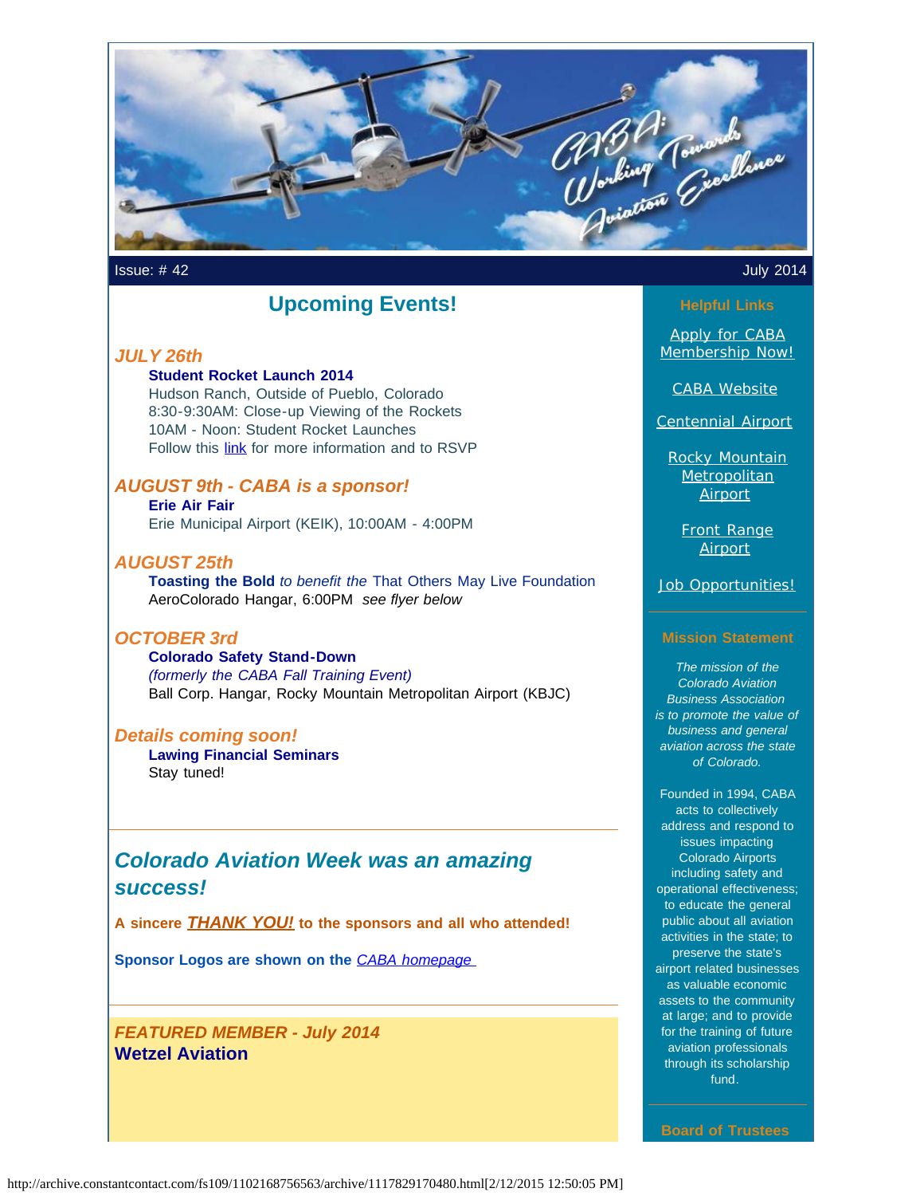Issue: # 42 July 2014

## Upcoming Events!

### *JULY 26th*

**Student Rocket Launch 2014**
Hudson Ranch, Outside of Pueblo, Colorado
8:30-9:30AM: Close-up Viewing of the Rockets
10AM - Noon: Student Rocket Launches
Follow this link for more information and to RSVP

### *AUGUST 9th - CABA is a sponsor!*

**Erie Air Fair**
Erie Municipal Airport (KEIK), 10:00AM - 4:00PM

### *AUGUST 25th*

**Toasting the Bold** *to benefit the* That Others May Live Foundation
AeroColorado Hangar, 6:00PM *see flyer below*

### *OCTOBER 3rd*

**Colorado Safety Stand-Down**
*(formerly the CABA Fall Training Event)*
Ball Corp. Hangar, Rocky Mountain Metropolitan Airport (KBJC)

### *Details coming soon!*

**Lawing Financial Seminars**
Stay tuned!

---

## *Colorado Aviation Week was an amazing success!*

**A sincere *THANK YOU!* to the sponsors and all who attended!**

**Sponsor Logos are shown on the *CABA homepage***

---

### *FEATURED MEMBER - July 2014*

### Wetzel Aviation

---

**Helpful Links**

Apply for CABA Membership Now!

CABA Website

Centennial Airport

Rocky Mountain Metropolitan Airport

Front Range Airport

Job Opportunities!

**Mission Statement**

*The mission of the Colorado Aviation Business Association is to promote the value of business and general aviation across the state of Colorado.*

Founded in 1994, CABA acts to collectively address and respond to issues impacting Colorado Airports including safety and operational effectiveness; to educate the general public about all aviation activities in the state; to preserve the state's airport related businesses as valuable economic assets to the community at large; and to provide for the training of future aviation professionals through its scholarship fund.

**Board of Trustees**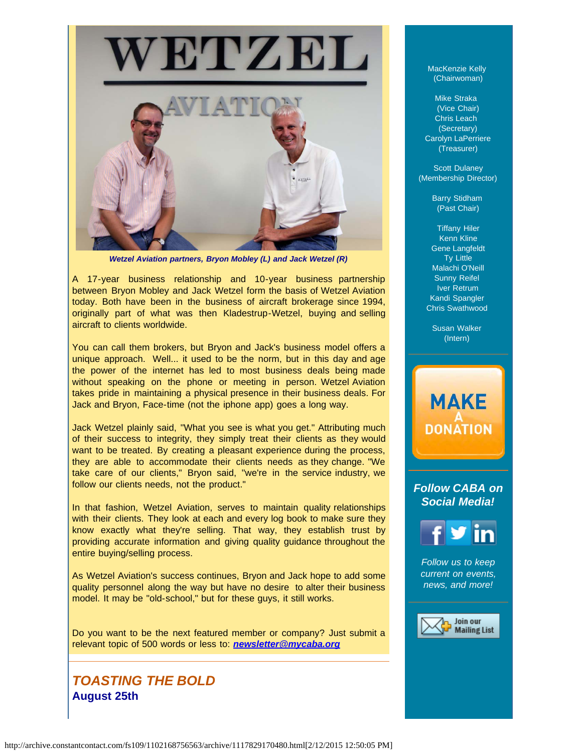*Wetzel Aviation partners, Bryon Mobley (L) and Jack Wetzel (R)*

A 17-year business relationship and 10-year business partnership between Bryon Mobley and Jack Wetzel form the basis of Wetzel Aviation today. Both have been in the business of aircraft brokerage since 1994, originally part of what was then Kladestrup-Wetzel, buying and selling aircraft to clients worldwide.

You can call them brokers, but Bryon and Jack's business model offers a unique approach. Well... it used to be the norm, but in this day and age the power of the internet has led to most business deals being made without speaking on the phone or meeting in person. Wetzel Aviation takes pride in maintaining a physical presence in their business deals. For Jack and Bryon, Face-time (not the iphone app) goes a long way.

Jack Wetzel plainly said, "What you see is what you get." Attributing much of their success to integrity, they simply treat their clients as they would want to be treated. By creating a pleasant experience during the process, they are able to accommodate their clients needs as they change. "We take care of our clients," Bryon said, "we're in the service industry, we follow our clients needs, not the product."

In that fashion, Wetzel Aviation, serves to maintain quality relationships with their clients. They look at each and every log book to make sure they know exactly what they're selling. That way, they establish trust by providing accurate information and giving quality guidance throughout the entire buying/selling process.

As Wetzel Aviation's success continues, Bryon and Jack hope to add some quality personnel along the way but have no desire to alter their business model. It may be "old-school," but for these guys, it still works.

Do you want to be the next featured member or company? Just submit a relevant topic of 500 words or less to: ***newsletter@mycaba.org***

## *TOASTING THE BOLD*

**August 25th**

MacKenzie Kelly
(Chairwoman)

Mike Straka
(Vice Chair)
Chris Leach
(Secretary)
Carolyn LaPerriere
(Treasurer)

Scott Dulaney
(Membership Director)

Barry Stidham
(Past Chair)

Tiffany Hiler
Kenn Kline
Gene Langfeldt
Ty Little
Malachi O'Neill
Sunny Reifel
Iver Retrum
Kandi Spangler
Chris Swathwood

Susan Walker
(Intern)

MAKE A DONATION

***Follow CABA on Social Media!***

*Follow us to keep current on events, news, and more!*

Join our Mailing List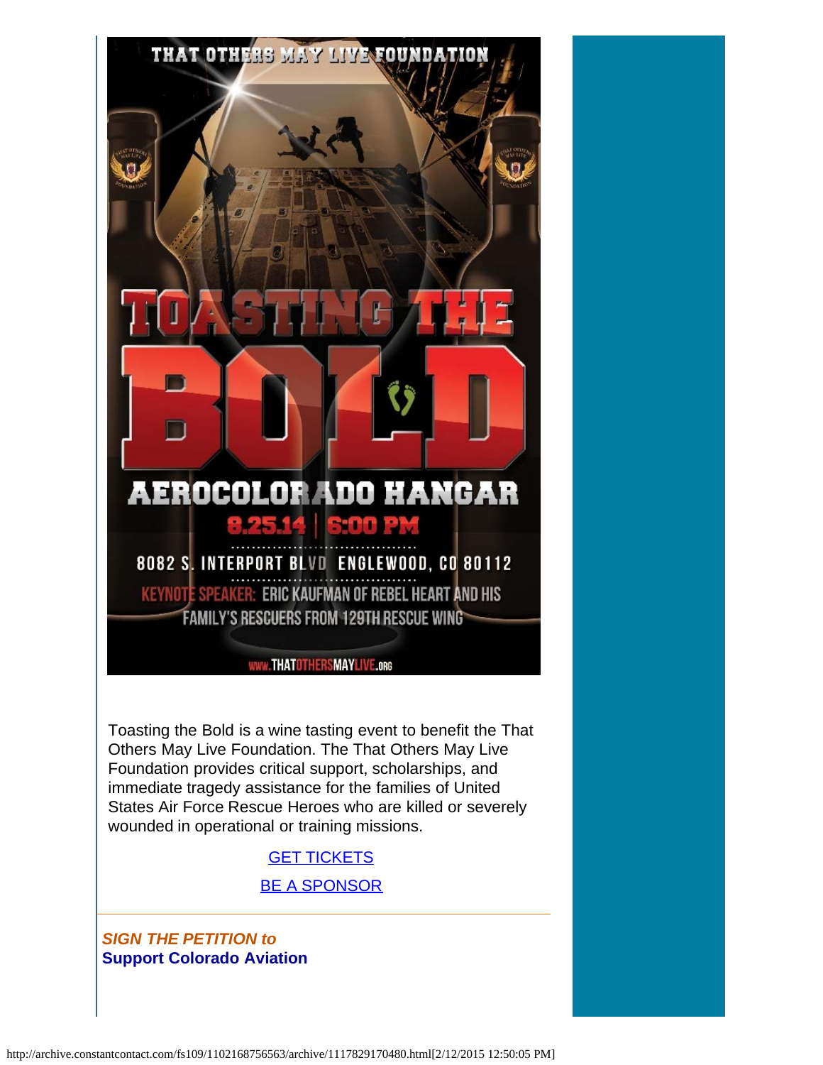THAT OTHERS MAY LIVE FOUNDATION

# TOASTING THE BOLD

## AEROCOLORADO HANGAR

8.25.14 | 6:00 PM

8082 S. INTERPORT BLVD ENGLEWOOD, CO 80112

KEYNOTE SPEAKER: ERIC KAUFMAN OF REBEL HEART AND HIS FAMILY'S RESCUERS FROM 129TH RESCUE WING

WWW.THATOTHERSMAYLIVE.ORG

Toasting the Bold is a wine tasting event to benefit the That Others May Live Foundation. The That Others May Live Foundation provides critical support, scholarships, and immediate tragedy assistance for the families of United States Air Force Rescue Heroes who are killed or severely wounded in operational or training missions.

GET TICKETS

BE A SPONSOR

***SIGN THE PETITION to***
**Support Colorado Aviation**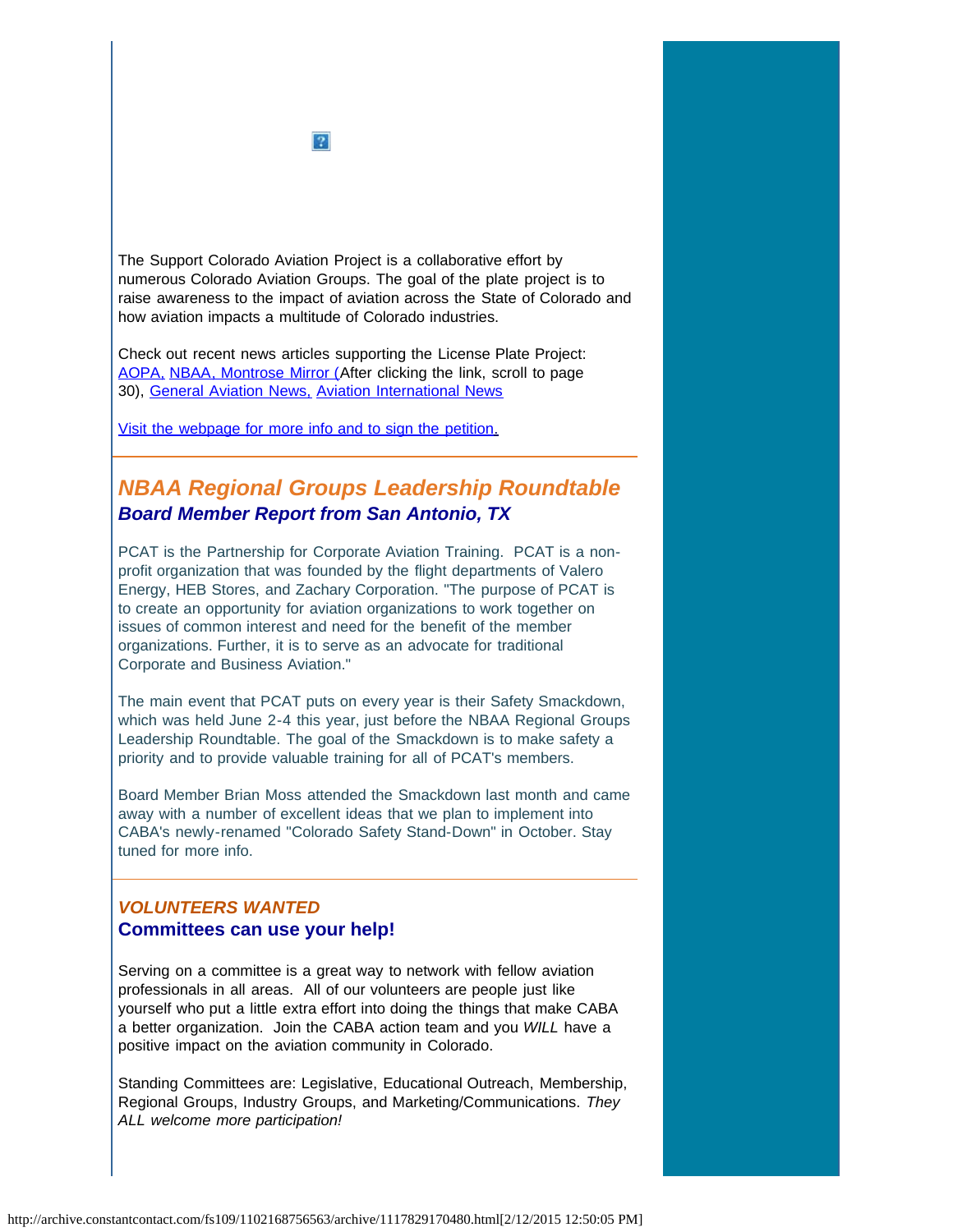The Support Colorado Aviation Project is a collaborative effort by numerous Colorado Aviation Groups. The goal of the plate project is to raise awareness to the impact of aviation across the State of Colorado and how aviation impacts a multitude of Colorado industries.

Check out recent news articles supporting the License Plate Project: AOPA, NBAA, Montrose Mirror (After clicking the link, scroll to page 30), General Aviation News, Aviation International News

Visit the webpage for more info and to sign the petition.

---

## *NBAA Regional Groups Leadership Roundtable*

### *Board Member Report from San Antonio, TX*

PCAT is the Partnership for Corporate Aviation Training. PCAT is a non-profit organization that was founded by the flight departments of Valero Energy, HEB Stores, and Zachary Corporation. "The purpose of PCAT is to create an opportunity for aviation organizations to work together on issues of common interest and need for the benefit of the member organizations. Further, it is to serve as an advocate for traditional Corporate and Business Aviation."

The main event that PCAT puts on every year is their Safety Smackdown, which was held June 2-4 this year, just before the NBAA Regional Groups Leadership Roundtable. The goal of the Smackdown is to make safety a priority and to provide valuable training for all of PCAT's members.

Board Member Brian Moss attended the Smackdown last month and came away with a number of excellent ideas that we plan to implement into CABA's newly-renamed "Colorado Safety Stand-Down" in October. Stay tuned for more info.

---

## *VOLUNTEERS WANTED*

### Committees can use your help!

Serving on a committee is a great way to network with fellow aviation professionals in all areas. All of our volunteers are people just like yourself who put a little extra effort into doing the things that make CABA a better organization. Join the CABA action team and you *WILL* have a positive impact on the aviation community in Colorado.

Standing Committees are: Legislative, Educational Outreach, Membership, Regional Groups, Industry Groups, and Marketing/Communications. *They ALL welcome more participation!*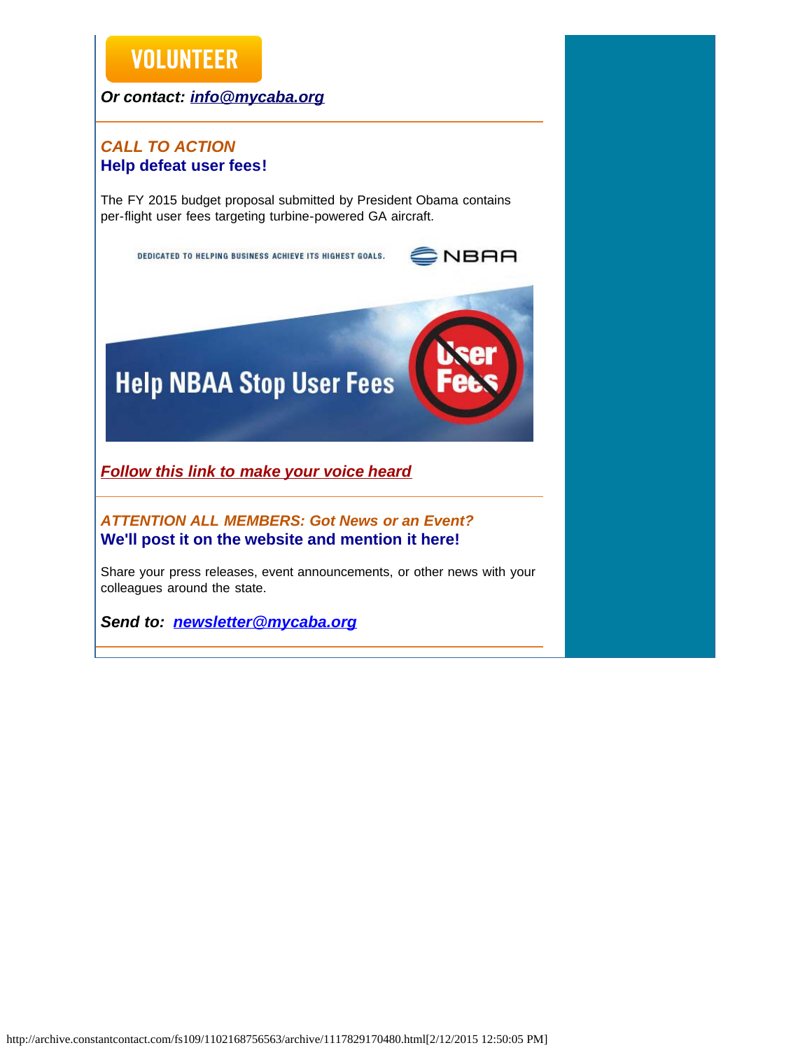VOLUNTEER

***Or contact: [info@mycaba.org](mailto:info@mycaba.org)***

---

### *CALL TO ACTION*
### Help defeat user fees!

The FY 2015 budget proposal submitted by President Obama contains per-flight user fees targeting turbine-powered GA aircraft.

DEDICATED TO HELPING BUSINESS ACHIEVE ITS HIGHEST GOALS. NBAA

Help NBAA Stop User Fees

User Fees

***Follow this link to make your voice heard***

---

### *ATTENTION ALL MEMBERS: Got News or an Event?*
### We'll post it on the website and mention it here!

Share your press releases, event announcements, or other news with your colleagues around the state.

***Send to: [newsletter@mycaba.org](mailto:newsletter@mycaba.org)***

---